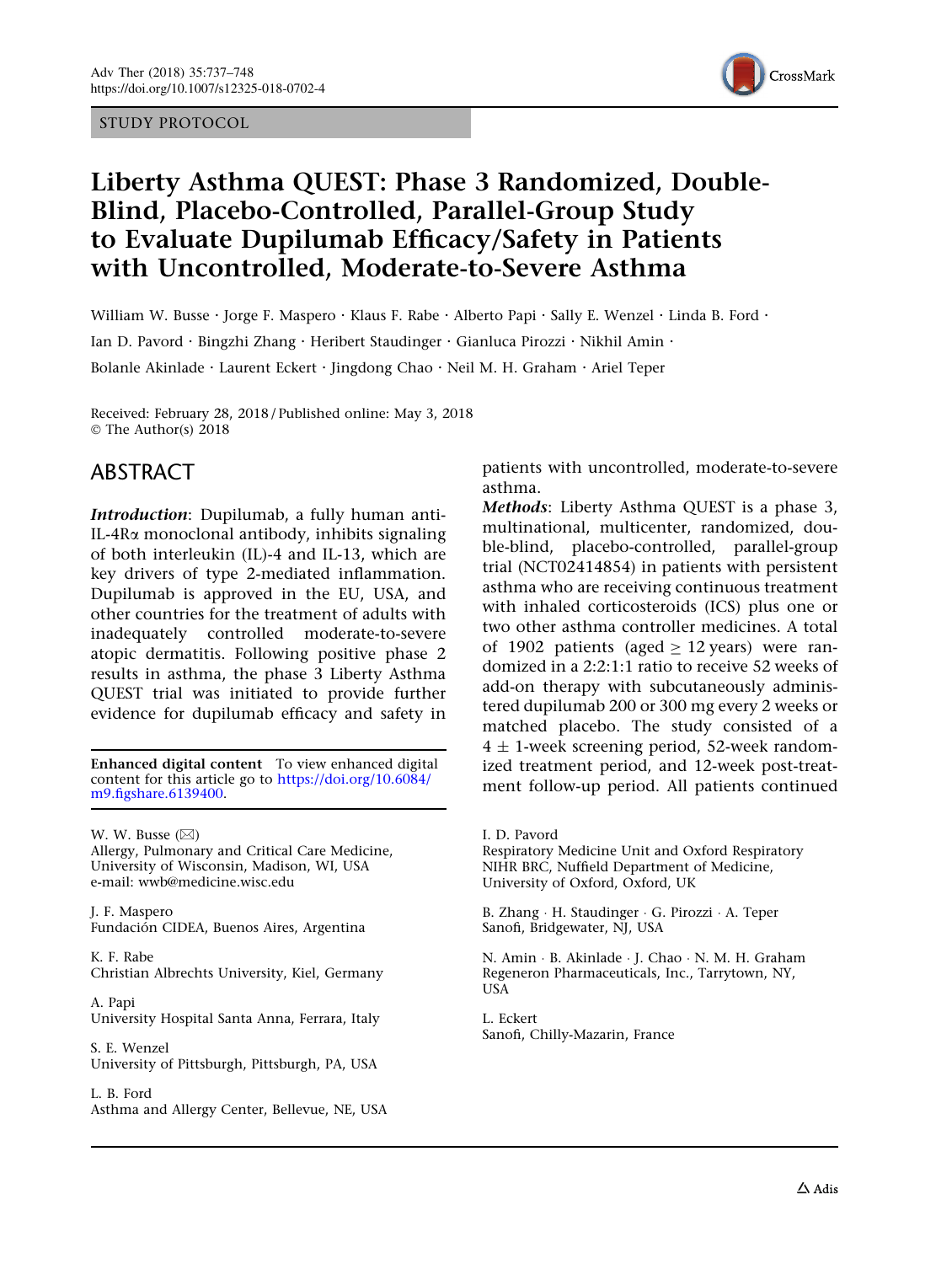STUDY PROTOCOL

# Liberty Asthma QUEST: Phase 3 Randomized, Double-Blind, Placebo-Controlled, Parallel-Group Study to Evaluate Dupilumab Efficacy/Safety in Patients with Uncontrolled, Moderate-to-Severe Asthma

William W. Busse · Jorge F. Maspero · Klaus F. Rabe · Alberto Papi · Sally E. Wenzel · Linda B. Ford · Ian D. Pavord · Bingzhi Zhang · Heribert Staudinger · Gianluca Pirozzi · Nikhil Amin · Bolanle Akinlade · Laurent Eckert · Jingdong Chao · Neil M. H. Graham · Ariel Teper

Received: February 28, 2018 / Published online: May 3, 2018
© The Author(s) 2018

## ABSTRACT

***Introduction***: Dupilumab, a fully human anti-IL-4Rα monoclonal antibody, inhibits signaling of both interleukin (IL)-4 and IL-13, which are key drivers of type 2-mediated inflammation. Dupilumab is approved in the EU, USA, and other countries for the treatment of adults with inadequately controlled moderate-to-severe atopic dermatitis. Following positive phase 2 results in asthma, the phase 3 Liberty Asthma QUEST trial was initiated to provide further evidence for dupilumab efficacy and safety in patients with uncontrolled, moderate-to-severe asthma.

***Methods***: Liberty Asthma QUEST is a phase 3, multinational, multicenter, randomized, double-blind, placebo-controlled, parallel-group trial (NCT02414854) in patients with persistent asthma who are receiving continuous treatment with inhaled corticosteroids (ICS) plus one or two other asthma controller medicines. A total of 1902 patients (aged $\geq$ 12 years) were randomized in a 2:2:1:1 ratio to receive 52 weeks of add-on therapy with subcutaneously administered dupilumab 200 or 300 mg every 2 weeks or matched placebo. The study consisted of a $4 \pm 1$-week screening period, 52-week randomized treatment period, and 12-week post-treatment follow-up period. All patients continued

**Enhanced digital content** To view enhanced digital content for this article go to https://doi.org/10.6084/m9.figshare.6139400.

W. W. Busse (✉)
Allergy, Pulmonary and Critical Care Medicine, University of Wisconsin, Madison, WI, USA
e-mail: wwb@medicine.wisc.edu

J. F. Maspero
Fundación CIDEA, Buenos Aires, Argentina

K. F. Rabe
Christian Albrechts University, Kiel, Germany

A. Papi
University Hospital Santa Anna, Ferrara, Italy

S. E. Wenzel
University of Pittsburgh, Pittsburgh, PA, USA

L. B. Ford
Asthma and Allergy Center, Bellevue, NE, USA

I. D. Pavord
Respiratory Medicine Unit and Oxford Respiratory NIHR BRC, Nuffield Department of Medicine, University of Oxford, Oxford, UK

B. Zhang · H. Staudinger · G. Pirozzi · A. Teper
Sanofi, Bridgewater, NJ, USA

N. Amin · B. Akinlade · J. Chao · N. M. H. Graham
Regeneron Pharmaceuticals, Inc., Tarrytown, NY, USA

L. Eckert
Sanofi, Chilly-Mazarin, France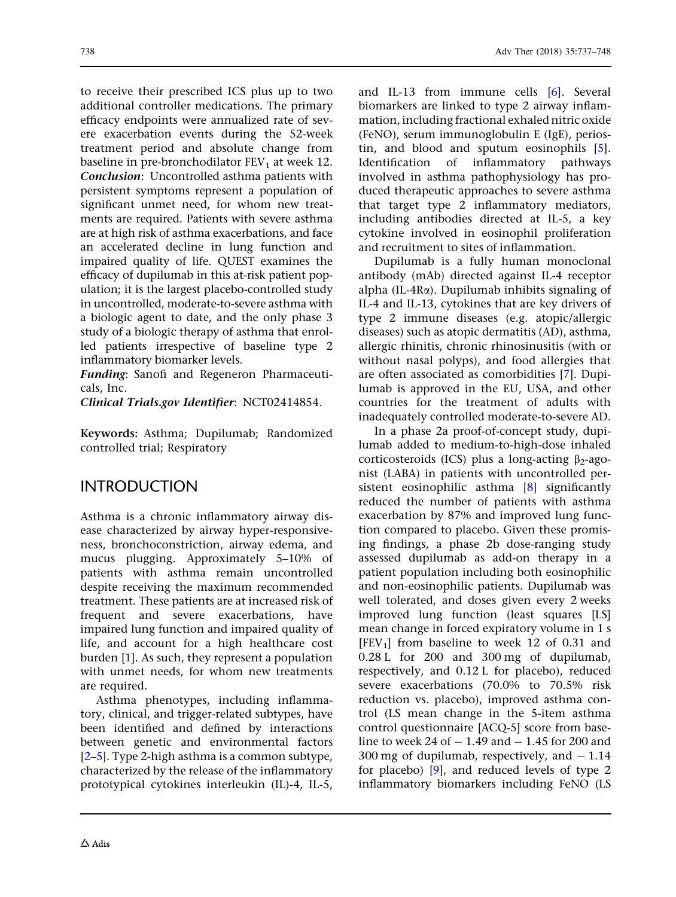to receive their prescribed ICS plus up to two additional controller medications. The primary efficacy endpoints were annualized rate of severe exacerbation events during the 52-week treatment period and absolute change from baseline in pre-bronchodilator $FEV_1$ at week 12.

***Conclusion***: Uncontrolled asthma patients with persistent symptoms represent a population of significant unmet need, for whom new treatments are required. Patients with severe asthma are at high risk of asthma exacerbations, and face an accelerated decline in lung function and impaired quality of life. QUEST examines the efficacy of dupilumab in this at-risk patient population; it is the largest placebo-controlled study in uncontrolled, moderate-to-severe asthma with a biologic agent to date, and the only phase 3 study of a biologic therapy of asthma that enrolled patients irrespective of baseline type 2 inflammatory biomarker levels.

***Funding***: Sanofi and Regeneron Pharmaceuticals, Inc.

***Clinical Trials.gov Identifier***: NCT02414854.

**Keywords:** Asthma; Dupilumab; Randomized controlled trial; Respiratory

## INTRODUCTION

Asthma is a chronic inflammatory airway disease characterized by airway hyper-responsiveness, bronchoconstriction, airway edema, and mucus plugging. Approximately 5–10% of patients with asthma remain uncontrolled despite receiving the maximum recommended treatment. These patients are at increased risk of frequent and severe exacerbations, have impaired lung function and impaired quality of life, and account for a high healthcare cost burden [1]. As such, they represent a population with unmet needs, for whom new treatments are required.

Asthma phenotypes, including inflammatory, clinical, and trigger-related subtypes, have been identified and defined by interactions between genetic and environmental factors [2–5]. Type 2-high asthma is a common subtype, characterized by the release of the inflammatory prototypical cytokines interleukin (IL)-4, IL-5, and IL-13 from immune cells [6]. Several biomarkers are linked to type 2 airway inflammation, including fractional exhaled nitric oxide (FeNO), serum immunoglobulin E (IgE), periostin, and blood and sputum eosinophils [5]. Identification of inflammatory pathways involved in asthma pathophysiology has produced therapeutic approaches to severe asthma that target type 2 inflammatory mediators, including antibodies directed at IL-5, a key cytokine involved in eosinophil proliferation and recruitment to sites of inflammation.

Dupilumab is a fully human monoclonal antibody (mAb) directed against IL-4 receptor alpha (IL-4Rα). Dupilumab inhibits signaling of IL-4 and IL-13, cytokines that are key drivers of type 2 immune diseases (e.g. atopic/allergic diseases) such as atopic dermatitis (AD), asthma, allergic rhinitis, chronic rhinosinusitis (with or without nasal polyps), and food allergies that are often associated as comorbidities [7]. Dupilumab is approved in the EU, USA, and other countries for the treatment of adults with inadequately controlled moderate-to-severe AD.

In a phase 2a proof-of-concept study, dupilumab added to medium-to-high-dose inhaled corticosteroids (ICS) plus a long-acting $\beta_2$-agonist (LABA) in patients with uncontrolled persistent eosinophilic asthma [8] significantly reduced the number of patients with asthma exacerbation by 87% and improved lung function compared to placebo. Given these promising findings, a phase 2b dose-ranging study assessed dupilumab as add-on therapy in a patient population including both eosinophilic and non-eosinophilic patients. Dupilumab was well tolerated, and doses given every 2 weeks improved lung function (least squares [LS] mean change in forced expiratory volume in 1 s [$FEV_1$] from baseline to week 12 of 0.31 and 0.28 L for 200 and 300 mg of dupilumab, respectively, and 0.12 L for placebo), reduced severe exacerbations (70.0% to 70.5% risk reduction vs. placebo), improved asthma control (LS mean change in the 5-item asthma control questionnaire [ACQ-5] score from baseline to week 24 of − 1.49 and − 1.45 for 200 and 300 mg of dupilumab, respectively, and − 1.14 for placebo) [9], and reduced levels of type 2 inflammatory biomarkers including FeNO (LS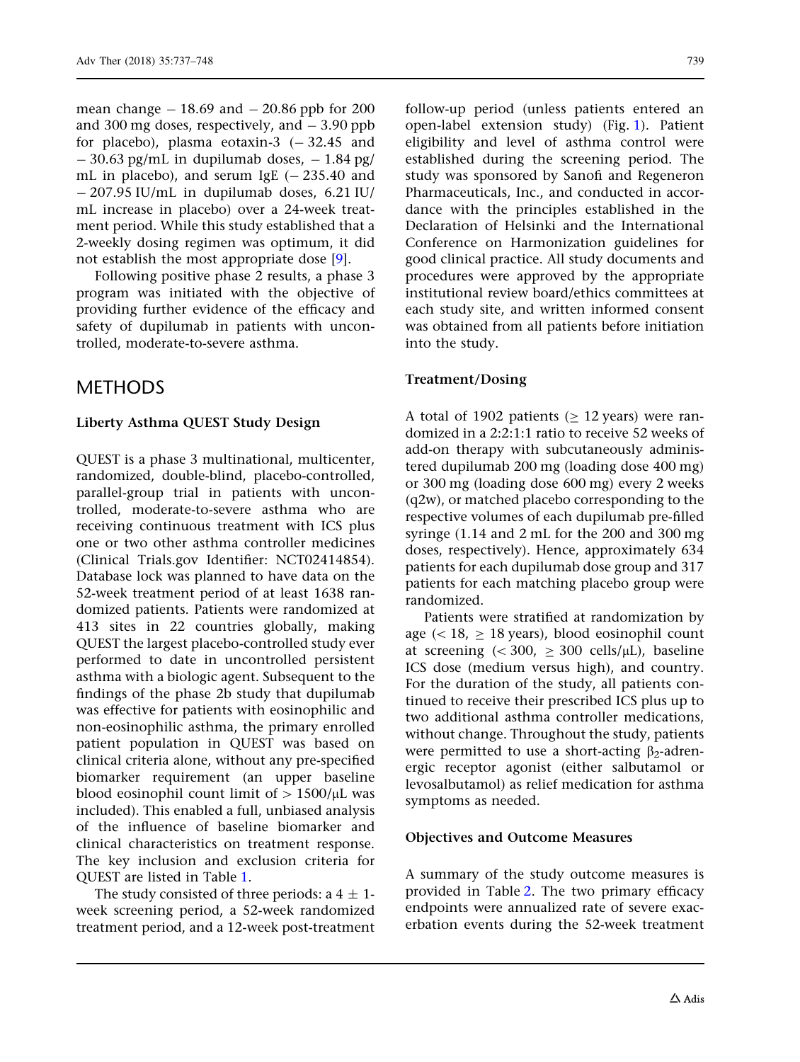mean change − 18.69 and − 20.86 ppb for 200 and 300 mg doses, respectively, and − 3.90 ppb for placebo), plasma eotaxin-3 (− 32.45 and − 30.63 pg/mL in dupilumab doses, − 1.84 pg/mL in placebo), and serum IgE (− 235.40 and − 207.95 IU/mL in dupilumab doses, 6.21 IU/mL increase in placebo) over a 24-week treatment period. While this study established that a 2-weekly dosing regimen was optimum, it did not establish the most appropriate dose [9].

Following positive phase 2 results, a phase 3 program was initiated with the objective of providing further evidence of the efficacy and safety of dupilumab in patients with uncontrolled, moderate-to-severe asthma.

# METHODS

## Liberty Asthma QUEST Study Design

QUEST is a phase 3 multinational, multicenter, randomized, double-blind, placebo-controlled, parallel-group trial in patients with uncontrolled, moderate-to-severe asthma who are receiving continuous treatment with ICS plus one or two other asthma controller medicines (Clinical Trials.gov Identifier: NCT02414854). Database lock was planned to have data on the 52-week treatment period of at least 1638 randomized patients. Patients were randomized at 413 sites in 22 countries globally, making QUEST the largest placebo-controlled study ever performed to date in uncontrolled persistent asthma with a biologic agent. Subsequent to the findings of the phase 2b study that dupilumab was effective for patients with eosinophilic and non-eosinophilic asthma, the primary enrolled patient population in QUEST was based on clinical criteria alone, without any pre-specified biomarker requirement (an upper baseline blood eosinophil count limit of > 1500/μL was included). This enabled a full, unbiased analysis of the influence of baseline biomarker and clinical characteristics on treatment response. The key inclusion and exclusion criteria for QUEST are listed in Table 1.

The study consisted of three periods: a 4 ± 1-week screening period, a 52-week randomized treatment period, and a 12-week post-treatment follow-up period (unless patients entered an open-label extension study) (Fig. 1). Patient eligibility and level of asthma control were established during the screening period. The study was sponsored by Sanofi and Regeneron Pharmaceuticals, Inc., and conducted in accordance with the principles established in the Declaration of Helsinki and the International Conference on Harmonization guidelines for good clinical practice. All study documents and procedures were approved by the appropriate institutional review board/ethics committees at each study site, and written informed consent was obtained from all patients before initiation into the study.

## Treatment/Dosing

A total of 1902 patients (≥ 12 years) were randomized in a 2:2:1:1 ratio to receive 52 weeks of add-on therapy with subcutaneously administered dupilumab 200 mg (loading dose 400 mg) or 300 mg (loading dose 600 mg) every 2 weeks (q2w), or matched placebo corresponding to the respective volumes of each dupilumab pre-filled syringe (1.14 and 2 mL for the 200 and 300 mg doses, respectively). Hence, approximately 634 patients for each dupilumab dose group and 317 patients for each matching placebo group were randomized.

Patients were stratified at randomization by age (< 18, ≥ 18 years), blood eosinophil count at screening (< 300, ≥ 300 cells/μL), baseline ICS dose (medium versus high), and country. For the duration of the study, all patients continued to receive their prescribed ICS plus up to two additional asthma controller medications, without change. Throughout the study, patients were permitted to use a short-acting $\beta_2$-adrenergic receptor agonist (either salbutamol or levosalbutamol) as relief medication for asthma symptoms as needed.

## Objectives and Outcome Measures

A summary of the study outcome measures is provided in Table 2. The two primary efficacy endpoints were annualized rate of severe exacerbation events during the 52-week treatment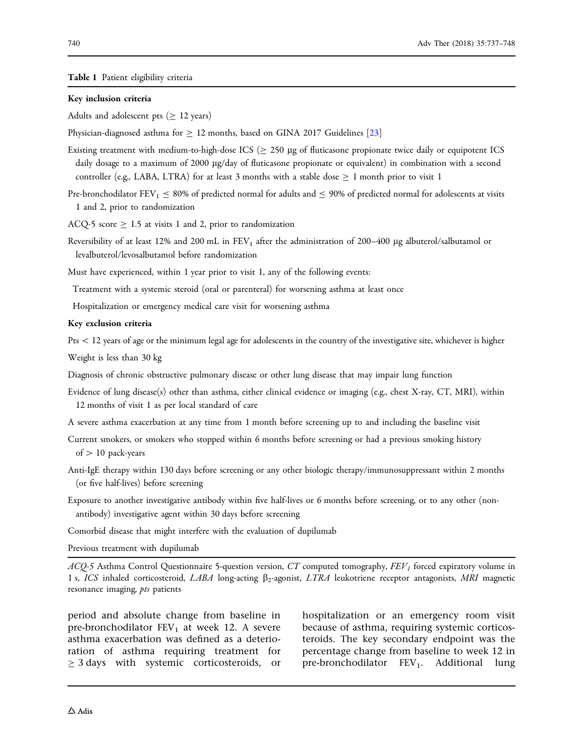**Table 1** Patient eligibility criteria

| |
|---|
| **Key inclusion criteria** |
| Adults and adolescent pts (≥ 12 years) |
| Physician-diagnosed asthma for ≥ 12 months, based on GINA 2017 Guidelines [23] |
| Existing treatment with medium-to-high-dose ICS (≥ 250 μg of fluticasone propionate twice daily or equipotent ICS daily dosage to a maximum of 2000 μg/day of fluticasone propionate or equivalent) in combination with a second controller (e.g., LABA, LTRA) for at least 3 months with a stable dose ≥ 1 month prior to visit 1 |
| Pre-bronchodilator $FEV_1$ ≤ 80% of predicted normal for adults and ≤ 90% of predicted normal for adolescents at visits 1 and 2, prior to randomization |
| ACQ-5 score ≥ 1.5 at visits 1 and 2, prior to randomization |
| Reversibility of at least 12% and 200 mL in $FEV_1$ after the administration of 200–400 μg albuterol/salbutamol or levalbuterol/levosalbutamol before randomization |
| Must have experienced, within 1 year prior to visit 1, any of the following events: |
| Treatment with a systemic steroid (oral or parenteral) for worsening asthma at least once |
| Hospitalization or emergency medical care visit for worsening asthma |
| **Key exclusion criteria** |
| Pts < 12 years of age or the minimum legal age for adolescents in the country of the investigative site, whichever is higher |
| Weight is less than 30 kg |
| Diagnosis of chronic obstructive pulmonary disease or other lung disease that may impair lung function |
| Evidence of lung disease(s) other than asthma, either clinical evidence or imaging (e.g., chest X-ray, CT, MRI), within 12 months of visit 1 as per local standard of care |
| A severe asthma exacerbation at any time from 1 month before screening up to and including the baseline visit |
| Current smokers, or smokers who stopped within 6 months before screening or had a previous smoking history of > 10 pack-years |
| Anti-IgE therapy within 130 days before screening or any other biologic therapy/immunosuppressant within 2 months (or five half-lives) before screening |
| Exposure to another investigative antibody within five half-lives or 6 months before screening, or to any other (non-antibody) investigative agent within 30 days before screening |
| Comorbid disease that might interfere with the evaluation of dupilumab |
| Previous treatment with dupilumab |

*ACQ-5* Asthma Control Questionnaire 5-question version, *CT* computed tomography, *$FEV_1$* forced expiratory volume in 1 s, *ICS* inhaled corticosteroid, *LABA* long-acting $\beta_2$-agonist, *LTRA* leukotriene receptor antagonists, *MRI* magnetic resonance imaging, *pts* patients

period and absolute change from baseline in pre-bronchodilator $FEV_1$ at week 12. A severe asthma exacerbation was defined as a deterioration of asthma requiring treatment for ≥ 3 days with systemic corticosteroids, or hospitalization or an emergency room visit because of asthma, requiring systemic corticosteroids. The key secondary endpoint was the percentage change from baseline to week 12 in pre-bronchodilator $FEV_1$. Additional lung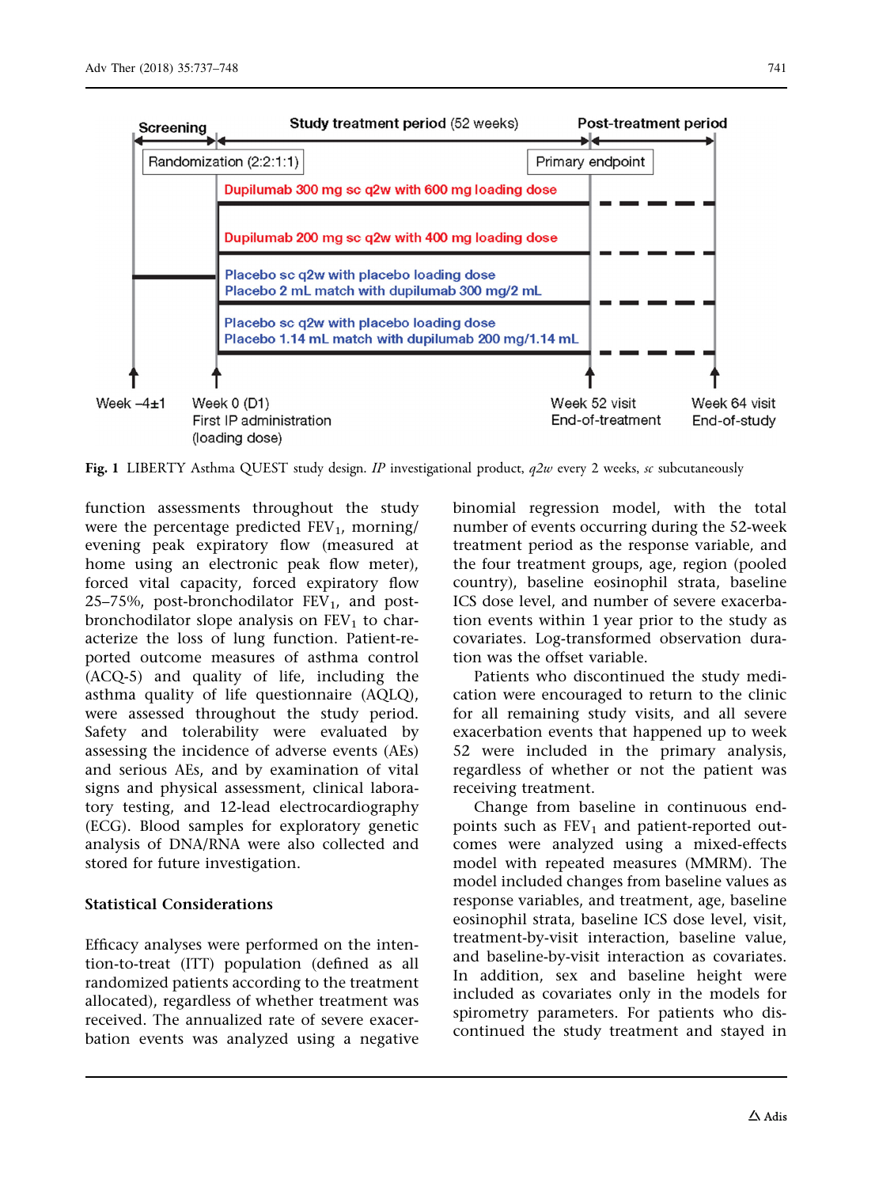Fig. 1 LIBERTY Asthma QUEST study design. *IP* investigational product, *q2w* every 2 weeks, *sc* subcutaneously

function assessments throughout the study were the percentage predicted $FEV_1$, morning/evening peak expiratory flow (measured at home using an electronic peak flow meter), forced vital capacity, forced expiratory flow 25–75%, post-bronchodilator $FEV_1$, and post-bronchodilator slope analysis on $FEV_1$ to characterize the loss of lung function. Patient-reported outcome measures of asthma control (ACQ-5) and quality of life, including the asthma quality of life questionnaire (AQLQ), were assessed throughout the study period. Safety and tolerability were evaluated by assessing the incidence of adverse events (AEs) and serious AEs, and by examination of vital signs and physical assessment, clinical laboratory testing, and 12-lead electrocardiography (ECG). Blood samples for exploratory genetic analysis of DNA/RNA were also collected and stored for future investigation.

### Statistical Considerations

Efficacy analyses were performed on the intention-to-treat (ITT) population (defined as all randomized patients according to the treatment allocated), regardless of whether treatment was received. The annualized rate of severe exacerbation events was analyzed using a negative binomial regression model, with the total number of events occurring during the 52-week treatment period as the response variable, and the four treatment groups, age, region (pooled country), baseline eosinophil strata, baseline ICS dose level, and number of severe exacerbation events within 1 year prior to the study as covariates. Log-transformed observation duration was the offset variable.

Patients who discontinued the study medication were encouraged to return to the clinic for all remaining study visits, and all severe exacerbation events that happened up to week 52 were included in the primary analysis, regardless of whether or not the patient was receiving treatment.

Change from baseline in continuous endpoints such as $FEV_1$ and patient-reported outcomes were analyzed using a mixed-effects model with repeated measures (MMRM). The model included changes from baseline values as response variables, and treatment, age, baseline eosinophil strata, baseline ICS dose level, visit, treatment-by-visit interaction, baseline value, and baseline-by-visit interaction as covariates. In addition, sex and baseline height were included as covariates only in the models for spirometry parameters. For patients who discontinued the study treatment and stayed in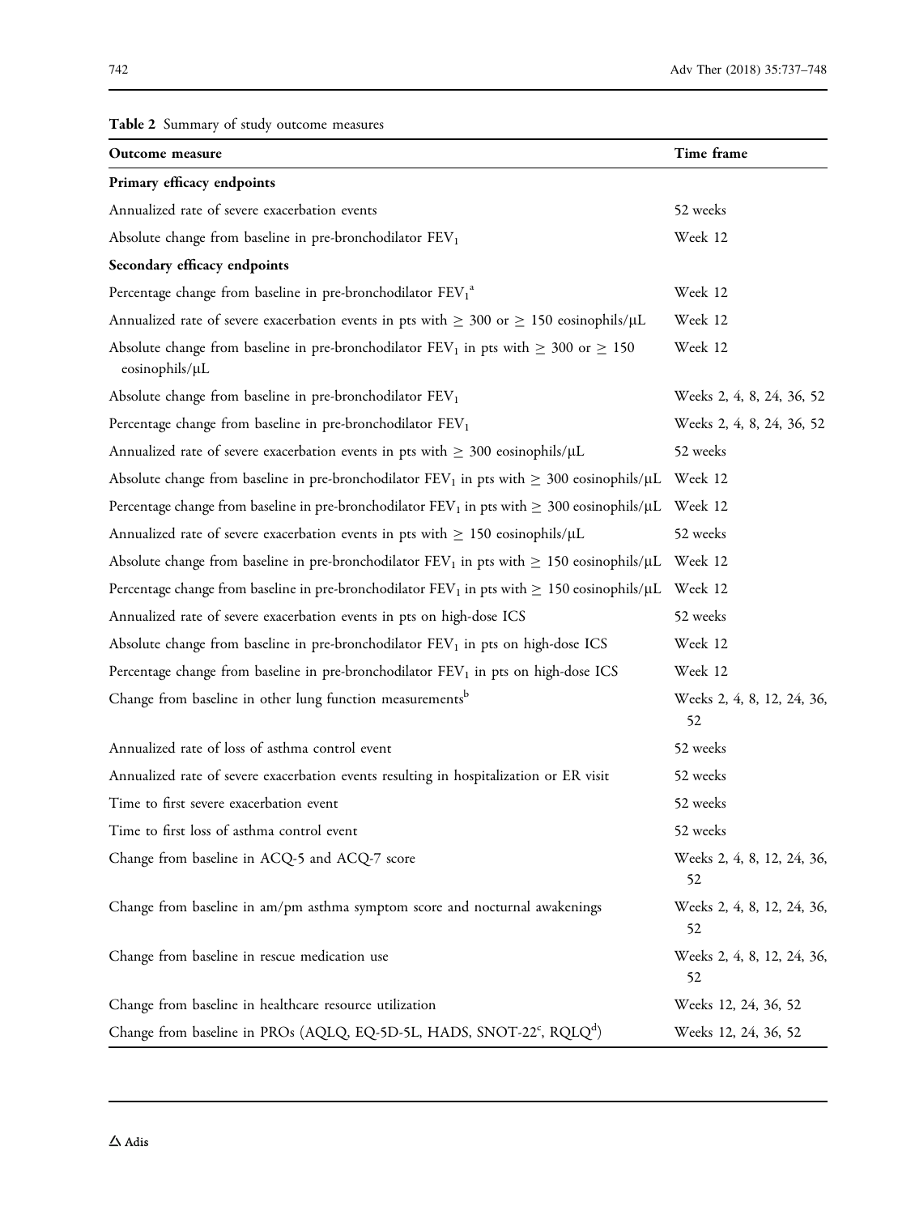**Table 2** Summary of study outcome measures

| Outcome measure | Time frame |
|---|---|
| **Primary efficacy endpoints** | |
| Annualized rate of severe exacerbation events | 52 weeks |
| Absolute change from baseline in pre-bronchodilator $FEV_1$ | Week 12 |
| **Secondary efficacy endpoints** | |
| Percentage change from baseline in pre-bronchodilator $FEV_1$[a] | Week 12 |
| Annualized rate of severe exacerbation events in pts with ≥ 300 or ≥ 150 eosinophils/μL | Week 12 |
| Absolute change from baseline in pre-bronchodilator $FEV_1$ in pts with ≥ 300 or ≥ 150 eosinophils/μL | Week 12 |
| Absolute change from baseline in pre-bronchodilator $FEV_1$ | Weeks 2, 4, 8, 24, 36, 52 |
| Percentage change from baseline in pre-bronchodilator $FEV_1$ | Weeks 2, 4, 8, 24, 36, 52 |
| Annualized rate of severe exacerbation events in pts with ≥ 300 eosinophils/μL | 52 weeks |
| Absolute change from baseline in pre-bronchodilator $FEV_1$ in pts with ≥ 300 eosinophils/μL | Week 12 |
| Percentage change from baseline in pre-bronchodilator $FEV_1$ in pts with ≥ 300 eosinophils/μL | Week 12 |
| Annualized rate of severe exacerbation events in pts with ≥ 150 eosinophils/μL | 52 weeks |
| Absolute change from baseline in pre-bronchodilator $FEV_1$ in pts with ≥ 150 eosinophils/μL | Week 12 |
| Percentage change from baseline in pre-bronchodilator $FEV_1$ in pts with ≥ 150 eosinophils/μL | Week 12 |
| Annualized rate of severe exacerbation events in pts on high-dose ICS | 52 weeks |
| Absolute change from baseline in pre-bronchodilator $FEV_1$ in pts on high-dose ICS | Week 12 |
| Percentage change from baseline in pre-bronchodilator $FEV_1$ in pts on high-dose ICS | Week 12 |
| Change from baseline in other lung function measurements[b] | Weeks 2, 4, 8, 12, 24, 36, 52 |
| Annualized rate of loss of asthma control event | 52 weeks |
| Annualized rate of severe exacerbation events resulting in hospitalization or ER visit | 52 weeks |
| Time to first severe exacerbation event | 52 weeks |
| Time to first loss of asthma control event | 52 weeks |
| Change from baseline in ACQ-5 and ACQ-7 score | Weeks 2, 4, 8, 12, 24, 36, 52 |
| Change from baseline in am/pm asthma symptom score and nocturnal awakenings | Weeks 2, 4, 8, 12, 24, 36, 52 |
| Change from baseline in rescue medication use | Weeks 2, 4, 8, 12, 24, 36, 52 |
| Change from baseline in healthcare resource utilization | Weeks 12, 24, 36, 52 |
| Change from baseline in PROs (AQLQ, EQ-5D-5L, HADS, SNOT-22[c], RQLQ[d]) | Weeks 12, 24, 36, 52 |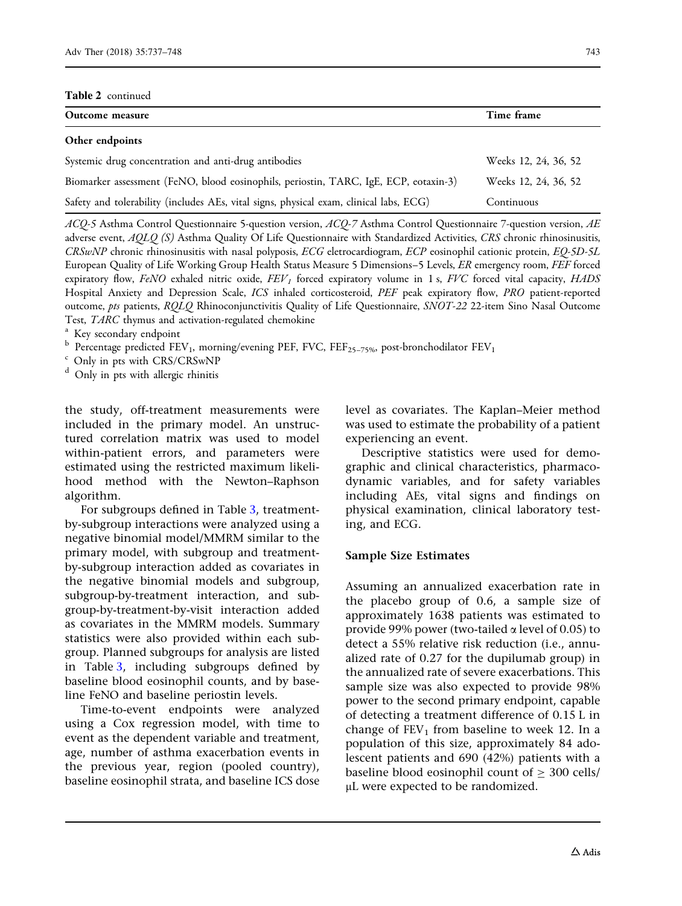**Table 2** continued

| Outcome measure | Time frame |
|---|---|
| **Other endpoints** | |
| Systemic drug concentration and anti-drug antibodies | Weeks 12, 24, 36, 52 |
| Biomarker assessment (FeNO, blood eosinophils, periostin, TARC, IgE, ECP, eotaxin-3) | Weeks 12, 24, 36, 52 |
| Safety and tolerability (includes AEs, vital signs, physical exam, clinical labs, ECG) | Continuous |

*ACQ-5* Asthma Control Questionnaire 5-question version, *ACQ-7* Asthma Control Questionnaire 7-question version, *AE* adverse event, *AQLQ (S)* Asthma Quality Of Life Questionnaire with Standardized Activities, *CRS* chronic rhinosinusitis, *CRSwNP* chronic rhinosinusitis with nasal polyposis, *ECG* eletrocardiogram, *ECP* eosinophil cationic protein, *EQ-5D-5L* European Quality of Life Working Group Health Status Measure 5 Dimensions–5 Levels, *ER* emergency room, *FEF* forced expiratory flow, *FeNO* exhaled nitric oxide, *$FEV_1$* forced expiratory volume in 1 s, *FVC* forced vital capacity, *HADS* Hospital Anxiety and Depression Scale, *ICS* inhaled corticosteroid, *PEF* peak expiratory flow, *PRO* patient-reported outcome, *pts* patients, *RQLQ* Rhinoconjunctivitis Quality of Life Questionnaire, *SNOT-22* 22-item Sino Nasal Outcome Test, *TARC* thymus and activation-regulated chemokine

[a] Key secondary endpoint

[b] Percentage predicted $FEV_1$, morning/evening PEF, FVC, $FEF_{25-75\%}$, post-bronchodilator $FEV_1$

[c] Only in pts with CRS/CRSwNP

[d] Only in pts with allergic rhinitis

the study, off-treatment measurements were included in the primary model. An unstructured correlation matrix was used to model within-patient errors, and parameters were estimated using the restricted maximum likelihood method with the Newton–Raphson algorithm.

For subgroups defined in Table 3, treatment-by-subgroup interactions were analyzed using a negative binomial model/MMRM similar to the primary model, with subgroup and treatment-by-subgroup interaction added as covariates in the negative binomial models and subgroup, subgroup-by-treatment interaction, and subgroup-by-treatment-by-visit interaction added as covariates in the MMRM models. Summary statistics were also provided within each subgroup. Planned subgroups for analysis are listed in Table 3, including subgroups defined by baseline blood eosinophil counts, and by baseline FeNO and baseline periostin levels.

Time-to-event endpoints were analyzed using a Cox regression model, with time to event as the dependent variable and treatment, age, number of asthma exacerbation events in the previous year, region (pooled country), baseline eosinophil strata, and baseline ICS dose level as covariates. The Kaplan–Meier method was used to estimate the probability of a patient experiencing an event.

Descriptive statistics were used for demographic and clinical characteristics, pharmacodynamic variables, and for safety variables including AEs, vital signs and findings on physical examination, clinical laboratory testing, and ECG.

### Sample Size Estimates

Assuming an annualized exacerbation rate in the placebo group of 0.6, a sample size of approximately 1638 patients was estimated to provide 99% power (two-tailed $\alpha$ level of 0.05) to detect a 55% relative risk reduction (i.e., annualized rate of 0.27 for the dupilumab group) in the annualized rate of severe exacerbations. This sample size was also expected to provide 98% power to the second primary endpoint, capable of detecting a treatment difference of 0.15 L in change of $FEV_1$ from baseline to week 12. In a population of this size, approximately 84 adolescent patients and 690 (42%) patients with a baseline blood eosinophil count of $\geq$ 300 cells/μL were expected to be randomized.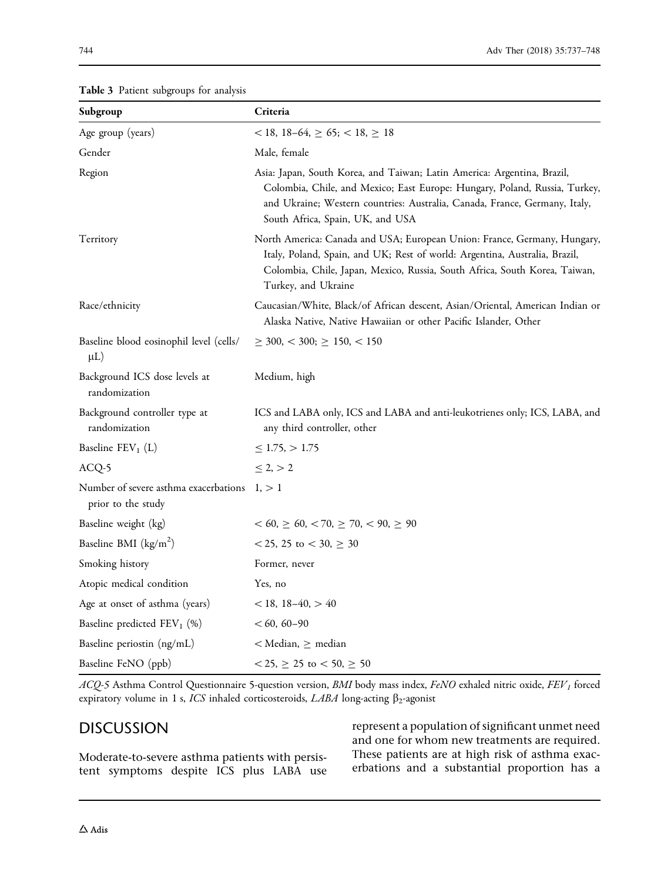**Table 3** Patient subgroups for analysis

| Subgroup | Criteria |
|---|---|
| Age group (years) | < 18, 18–64, ≥ 65; < 18, ≥ 18 |
| Gender | Male, female |
| Region | Asia: Japan, South Korea, and Taiwan; Latin America: Argentina, Brazil, Colombia, Chile, and Mexico; East Europe: Hungary, Poland, Russia, Turkey, and Ukraine; Western countries: Australia, Canada, France, Germany, Italy, South Africa, Spain, UK, and USA |
| Territory | North America: Canada and USA; European Union: France, Germany, Hungary, Italy, Poland, Spain, and UK; Rest of world: Argentina, Australia, Brazil, Colombia, Chile, Japan, Mexico, Russia, South Africa, South Korea, Taiwan, Turkey, and Ukraine |
| Race/ethnicity | Caucasian/White, Black/of African descent, Asian/Oriental, American Indian or Alaska Native, Native Hawaiian or other Pacific Islander, Other |
| Baseline blood eosinophil level (cells/μL) | ≥ 300, < 300; ≥ 150, < 150 |
| Background ICS dose levels at randomization | Medium, high |
| Background controller type at randomization | ICS and LABA only, ICS and LABA and anti-leukotrienes only; ICS, LABA, and any third controller, other |
| Baseline $FEV_1$ (L) | ≤ 1.75, > 1.75 |
| ACQ-5 | ≤ 2, > 2 |
| Number of severe asthma exacerbations prior to the study | 1, > 1 |
| Baseline weight (kg) | < 60, ≥ 60, < 70, ≥ 70, < 90, ≥ 90 |
| Baseline BMI (kg/m$^2$) | < 25, 25 to < 30, ≥ 30 |
| Smoking history | Former, never |
| Atopic medical condition | Yes, no |
| Age at onset of asthma (years) | < 18, 18–40, > 40 |
| Baseline predicted $FEV_1$ (%) | < 60, 60–90 |
| Baseline periostin (ng/mL) | < Median, ≥ median |
| Baseline FeNO (ppb) | < 25, ≥ 25 to < 50, ≥ 50 |

*ACQ-5* Asthma Control Questionnaire 5-question version, *BMI* body mass index, *FeNO* exhaled nitric oxide, *$FEV_1$* forced expiratory volume in 1 s, *ICS* inhaled corticosteroids, *LABA* long-acting $\beta_2$-agonist

## DISCUSSION

Moderate-to-severe asthma patients with persistent symptoms despite ICS plus LABA use represent a population of significant unmet need and one for whom new treatments are required. These patients are at high risk of asthma exacerbations and a substantial proportion has a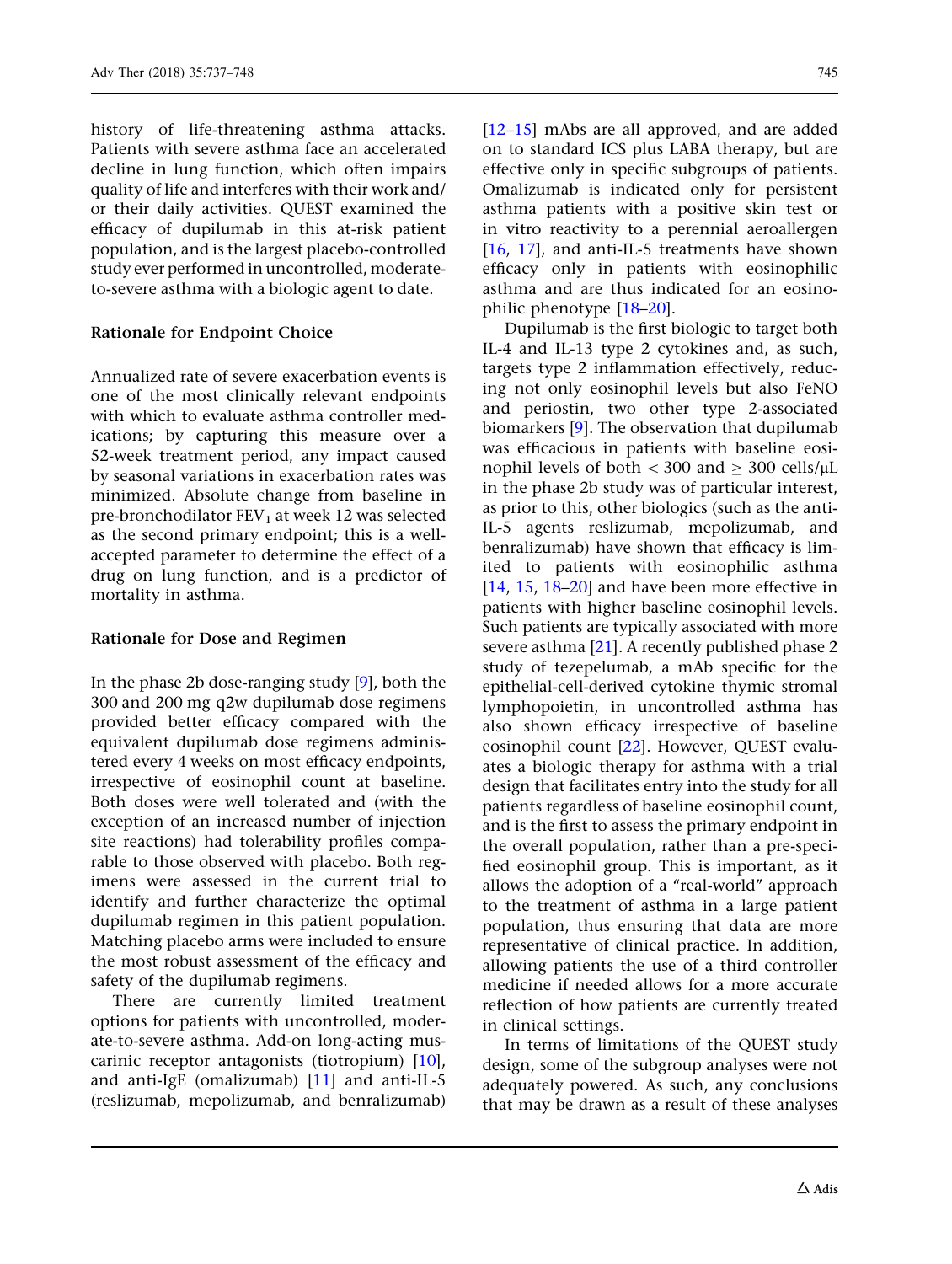history of life-threatening asthma attacks. Patients with severe asthma face an accelerated decline in lung function, which often impairs quality of life and interferes with their work and/or their daily activities. QUEST examined the efficacy of dupilumab in this at-risk patient population, and is the largest placebo-controlled study ever performed in uncontrolled, moderate-to-severe asthma with a biologic agent to date.

### Rationale for Endpoint Choice

Annualized rate of severe exacerbation events is one of the most clinically relevant endpoints with which to evaluate asthma controller medications; by capturing this measure over a 52-week treatment period, any impact caused by seasonal variations in exacerbation rates was minimized. Absolute change from baseline in pre-bronchodilator $FEV_1$ at week 12 was selected as the second primary endpoint; this is a well-accepted parameter to determine the effect of a drug on lung function, and is a predictor of mortality in asthma.

### Rationale for Dose and Regimen

In the phase 2b dose-ranging study [9], both the 300 and 200 mg q2w dupilumab dose regimens provided better efficacy compared with the equivalent dupilumab dose regimens administered every 4 weeks on most efficacy endpoints, irrespective of eosinophil count at baseline. Both doses were well tolerated and (with the exception of an increased number of injection site reactions) had tolerability profiles comparable to those observed with placebo. Both regimens were assessed in the current trial to identify and further characterize the optimal dupilumab regimen in this patient population. Matching placebo arms were included to ensure the most robust assessment of the efficacy and safety of the dupilumab regimens.

There are currently limited treatment options for patients with uncontrolled, moderate-to-severe asthma. Add-on long-acting muscarinic receptor antagonists (tiotropium) [10], and anti-IgE (omalizumab) [11] and anti-IL-5 (reslizumab, mepolizumab, and benralizumab) [12–15] mAbs are all approved, and are added on to standard ICS plus LABA therapy, but are effective only in specific subgroups of patients. Omalizumab is indicated only for persistent asthma patients with a positive skin test or in vitro reactivity to a perennial aeroallergen [16, 17], and anti-IL-5 treatments have shown efficacy only in patients with eosinophilic asthma and are thus indicated for an eosinophilic phenotype [18–20].

Dupilumab is the first biologic to target both IL-4 and IL-13 type 2 cytokines and, as such, targets type 2 inflammation effectively, reducing not only eosinophil levels but also FeNO and periostin, two other type 2-associated biomarkers [9]. The observation that dupilumab was efficacious in patients with baseline eosinophil levels of both $< 300$ and $\geq 300$ cells/μL in the phase 2b study was of particular interest, as prior to this, other biologics (such as the anti-IL-5 agents reslizumab, mepolizumab, and benralizumab) have shown that efficacy is limited to patients with eosinophilic asthma [14, 15, 18–20] and have been more effective in patients with higher baseline eosinophil levels. Such patients are typically associated with more severe asthma [21]. A recently published phase 2 study of tezepelumab, a mAb specific for the epithelial-cell-derived cytokine thymic stromal lymphopoietin, in uncontrolled asthma has also shown efficacy irrespective of baseline eosinophil count [22]. However, QUEST evaluates a biologic therapy for asthma with a trial design that facilitates entry into the study for all patients regardless of baseline eosinophil count, and is the first to assess the primary endpoint in the overall population, rather than a pre-specified eosinophil group. This is important, as it allows the adoption of a "real-world" approach to the treatment of asthma in a large patient population, thus ensuring that data are more representative of clinical practice. In addition, allowing patients the use of a third controller medicine if needed allows for a more accurate reflection of how patients are currently treated in clinical settings.

In terms of limitations of the QUEST study design, some of the subgroup analyses were not adequately powered. As such, any conclusions that may be drawn as a result of these analyses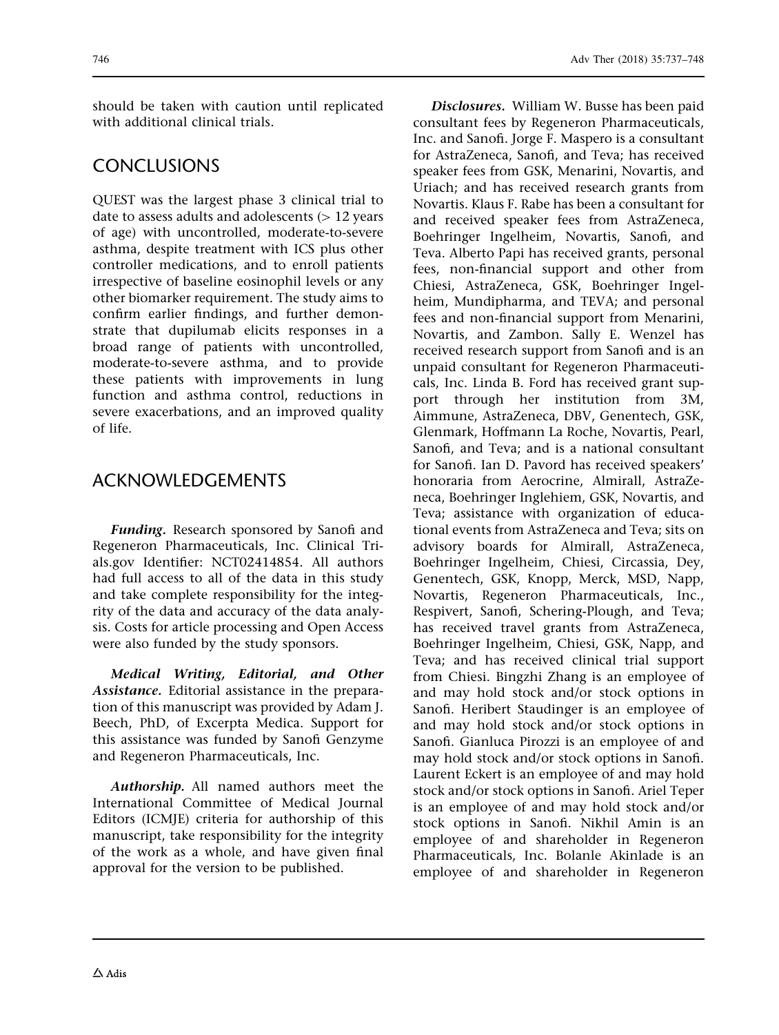should be taken with caution until replicated with additional clinical trials.

## CONCLUSIONS

QUEST was the largest phase 3 clinical trial to date to assess adults and adolescents (> 12 years of age) with uncontrolled, moderate-to-severe asthma, despite treatment with ICS plus other controller medications, and to enroll patients irrespective of baseline eosinophil levels or any other biomarker requirement. The study aims to confirm earlier findings, and further demonstrate that dupilumab elicits responses in a broad range of patients with uncontrolled, moderate-to-severe asthma, and to provide these patients with improvements in lung function and asthma control, reductions in severe exacerbations, and an improved quality of life.

## ACKNOWLEDGEMENTS

***Funding.*** Research sponsored by Sanofi and Regeneron Pharmaceuticals, Inc. Clinical Trials.gov Identifier: NCT02414854. All authors had full access to all of the data in this study and take complete responsibility for the integrity of the data and accuracy of the data analysis. Costs for article processing and Open Access were also funded by the study sponsors.

***Medical Writing, Editorial, and Other Assistance.*** Editorial assistance in the preparation of this manuscript was provided by Adam J. Beech, PhD, of Excerpta Medica. Support for this assistance was funded by Sanofi Genzyme and Regeneron Pharmaceuticals, Inc.

***Authorship.*** All named authors meet the International Committee of Medical Journal Editors (ICMJE) criteria for authorship of this manuscript, take responsibility for the integrity of the work as a whole, and have given final approval for the version to be published.

***Disclosures.*** William W. Busse has been paid consultant fees by Regeneron Pharmaceuticals, Inc. and Sanofi. Jorge F. Maspero is a consultant for AstraZeneca, Sanofi, and Teva; has received speaker fees from GSK, Menarini, Novartis, and Uriach; and has received research grants from Novartis. Klaus F. Rabe has been a consultant for and received speaker fees from AstraZeneca, Boehringer Ingelheim, Novartis, Sanofi, and Teva. Alberto Papi has received grants, personal fees, non-financial support and other from Chiesi, AstraZeneca, GSK, Boehringer Ingelheim, Mundipharma, and TEVA; and personal fees and non-financial support from Menarini, Novartis, and Zambon. Sally E. Wenzel has received research support from Sanofi and is an unpaid consultant for Regeneron Pharmaceuticals, Inc. Linda B. Ford has received grant support through her institution from 3M, Aimmune, AstraZeneca, DBV, Genentech, GSK, Glenmark, Hoffmann La Roche, Novartis, Pearl, Sanofi, and Teva; and is a national consultant for Sanofi. Ian D. Pavord has received speakers' honoraria from Aerocrine, Almirall, AstraZeneca, Boehringer Inglehiem, GSK, Novartis, and Teva; assistance with organization of educational events from AstraZeneca and Teva; sits on advisory boards for Almirall, AstraZeneca, Boehringer Ingelheim, Chiesi, Circassia, Dey, Genentech, GSK, Knopp, Merck, MSD, Napp, Novartis, Regeneron Pharmaceuticals, Inc., Respivert, Sanofi, Schering-Plough, and Teva; has received travel grants from AstraZeneca, Boehringer Ingelheim, Chiesi, GSK, Napp, and Teva; and has received clinical trial support from Chiesi. Bingzhi Zhang is an employee of and may hold stock and/or stock options in Sanofi. Heribert Staudinger is an employee of and may hold stock and/or stock options in Sanofi. Gianluca Pirozzi is an employee of and may hold stock and/or stock options in Sanofi. Laurent Eckert is an employee of and may hold stock and/or stock options in Sanofi. Ariel Teper is an employee of and may hold stock and/or stock options in Sanofi. Nikhil Amin is an employee of and shareholder in Regeneron Pharmaceuticals, Inc. Bolanle Akinlade is an employee of and shareholder in Regeneron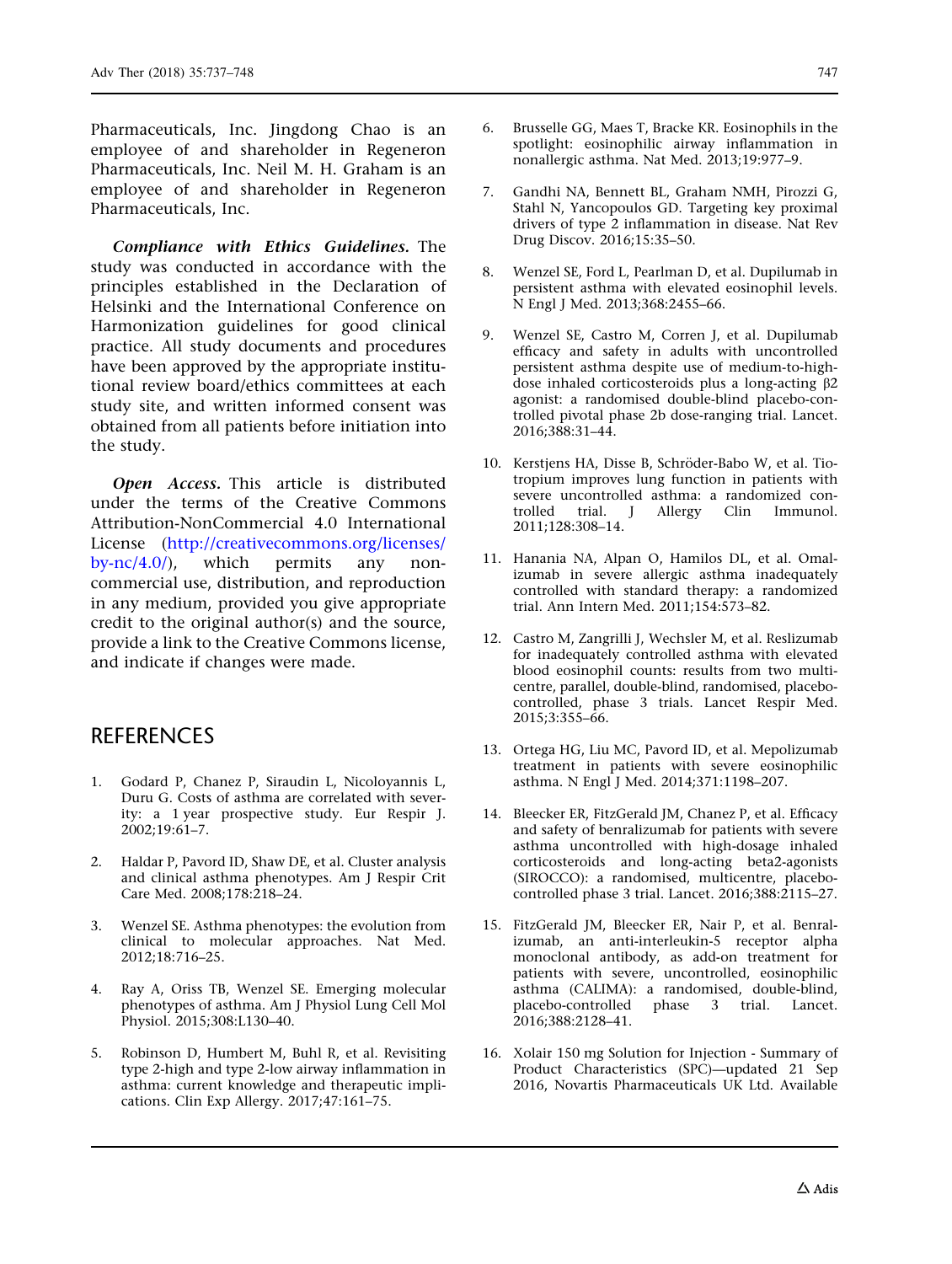Pharmaceuticals, Inc. Jingdong Chao is an employee of and shareholder in Regeneron Pharmaceuticals, Inc. Neil M. H. Graham is an employee of and shareholder in Regeneron Pharmaceuticals, Inc.

***Compliance with Ethics Guidelines.*** The study was conducted in accordance with the principles established in the Declaration of Helsinki and the International Conference on Harmonization guidelines for good clinical practice. All study documents and procedures have been approved by the appropriate institutional review board/ethics committees at each study site, and written informed consent was obtained from all patients before initiation into the study.

***Open Access.*** This article is distributed under the terms of the Creative Commons Attribution-NonCommercial 4.0 International License (http://creativecommons.org/licenses/by-nc/4.0/), which permits any noncommercial use, distribution, and reproduction in any medium, provided you give appropriate credit to the original author(s) and the source, provide a link to the Creative Commons license, and indicate if changes were made.

## REFERENCES

1. Godard P, Chanez P, Siraudin L, Nicoloyannis L, Duru G. Costs of asthma are correlated with severity: a 1 year prospective study. Eur Respir J. 2002;19:61–7.
2. Haldar P, Pavord ID, Shaw DE, et al. Cluster analysis and clinical asthma phenotypes. Am J Respir Crit Care Med. 2008;178:218–24.
3. Wenzel SE. Asthma phenotypes: the evolution from clinical to molecular approaches. Nat Med. 2012;18:716–25.
4. Ray A, Oriss TB, Wenzel SE. Emerging molecular phenotypes of asthma. Am J Physiol Lung Cell Mol Physiol. 2015;308:L130–40.
5. Robinson D, Humbert M, Buhl R, et al. Revisiting type 2-high and type 2-low airway inflammation in asthma: current knowledge and therapeutic implications. Clin Exp Allergy. 2017;47:161–75.
6. Brusselle GG, Maes T, Bracke KR. Eosinophils in the spotlight: eosinophilic airway inflammation in nonallergic asthma. Nat Med. 2013;19:977–9.
7. Gandhi NA, Bennett BL, Graham NMH, Pirozzi G, Stahl N, Yancopoulos GD. Targeting key proximal drivers of type 2 inflammation in disease. Nat Rev Drug Discov. 2016;15:35–50.
8. Wenzel SE, Ford L, Pearlman D, et al. Dupilumab in persistent asthma with elevated eosinophil levels. N Engl J Med. 2013;368:2455–66.
9. Wenzel SE, Castro M, Corren J, et al. Dupilumab efficacy and safety in adults with uncontrolled persistent asthma despite use of medium-to-high-dose inhaled corticosteroids plus a long-acting β2 agonist: a randomised double-blind placebo-controlled pivotal phase 2b dose-ranging trial. Lancet. 2016;388:31–44.
10. Kerstjens HA, Disse B, Schröder-Babo W, et al. Tiotropium improves lung function in patients with severe uncontrolled asthma: a randomized controlled trial. J Allergy Clin Immunol. 2011;128:308–14.
11. Hanania NA, Alpan O, Hamilos DL, et al. Omalizumab in severe allergic asthma inadequately controlled with standard therapy: a randomized trial. Ann Intern Med. 2011;154:573–82.
12. Castro M, Zangrilli J, Wechsler M, et al. Reslizumab for inadequately controlled asthma with elevated blood eosinophil counts: results from two multicentre, parallel, double-blind, randomised, placebo-controlled, phase 3 trials. Lancet Respir Med. 2015;3:355–66.
13. Ortega HG, Liu MC, Pavord ID, et al. Mepolizumab treatment in patients with severe eosinophilic asthma. N Engl J Med. 2014;371:1198–207.
14. Bleecker ER, FitzGerald JM, Chanez P, et al. Efficacy and safety of benralizumab for patients with severe asthma uncontrolled with high-dosage inhaled corticosteroids and long-acting beta2-agonists (SIROCCO): a randomised, multicentre, placebo-controlled phase 3 trial. Lancet. 2016;388:2115–27.
15. FitzGerald JM, Bleecker ER, Nair P, et al. Benralizumab, an anti-interleukin-5 receptor alpha monoclonal antibody, as add-on treatment for patients with severe, uncontrolled, eosinophilic asthma (CALIMA): a randomised, double-blind, placebo-controlled phase 3 trial. Lancet. 2016;388:2128–41.
16. Xolair 150 mg Solution for Injection - Summary of Product Characteristics (SPC)—updated 21 Sep 2016, Novartis Pharmaceuticals UK Ltd. Available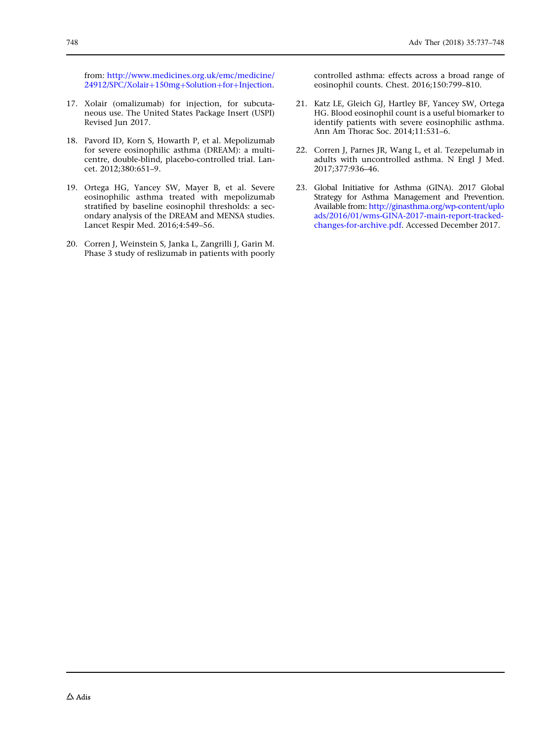from: http://www.medicines.org.uk/emc/medicine/24912/SPC/Xolair+150mg+Solution+for+Injection.

17. Xolair (omalizumab) for injection, for subcutaneous use. The United States Package Insert (USPI) Revised Jun 2017.

18. Pavord ID, Korn S, Howarth P, et al. Mepolizumab for severe eosinophilic asthma (DREAM): a multicentre, double-blind, placebo-controlled trial. Lancet. 2012;380:651–9.

19. Ortega HG, Yancey SW, Mayer B, et al. Severe eosinophilic asthma treated with mepolizumab stratified by baseline eosinophil thresholds: a secondary analysis of the DREAM and MENSA studies. Lancet Respir Med. 2016;4:549–56.

20. Corren J, Weinstein S, Janka L, Zangrilli J, Garin M. Phase 3 study of reslizumab in patients with poorly controlled asthma: effects across a broad range of eosinophil counts. Chest. 2016;150:799–810.

21. Katz LE, Gleich GJ, Hartley BF, Yancey SW, Ortega HG. Blood eosinophil count is a useful biomarker to identify patients with severe eosinophilic asthma. Ann Am Thorac Soc. 2014;11:531–6.

22. Corren J, Parnes JR, Wang L, et al. Tezepelumab in adults with uncontrolled asthma. N Engl J Med. 2017;377:936–46.

23. Global Initiative for Asthma (GINA). 2017 Global Strategy for Asthma Management and Prevention. Available from: http://ginasthma.org/wp-content/uploads/2016/01/wms-GINA-2017-main-report-tracked-changes-for-archive.pdf. Accessed December 2017.